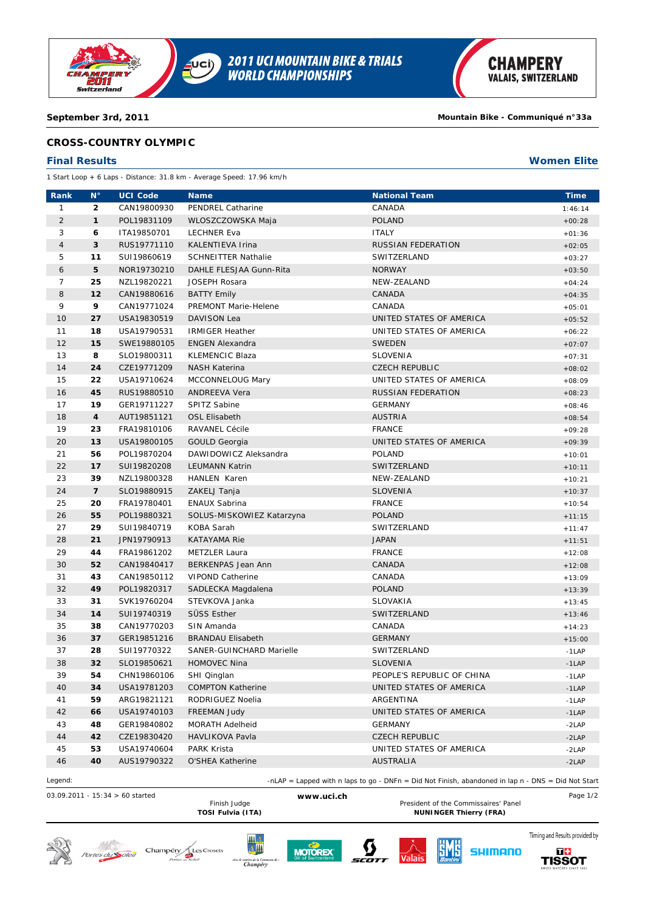**September 3rd, 2011** **Mountain Bike - Communiqué n°33a**

## CROSS-COUNTRY OLYMPIC

### Final Results — Women Elite

1 Start Loop + 6 Laps - Distance: 31.8 km - Average Speed: 17.96 km/h

| Rank | N° | UCI Code | Name | National Team | Time |
|---|---|---|---|---|---|
| 1 | 2 | CAN19800930 | PENDREL Catharine | CANADA | 1:46:14 |
| 2 | 1 | POL19831109 | WLOSZCZOWSKA Maja | POLAND | +00:28 |
| 3 | 6 | ITA19850701 | LECHNER Eva | ITALY | +01:36 |
| 4 | 3 | RUS19771110 | KALENTIEVA Irina | RUSSIAN FEDERATION | +02:05 |
| 5 | 11 | SUI19860619 | SCHNEITTER Nathalie | SWITZERLAND | +03:27 |
| 6 | 5 | NOR19730210 | DAHLE FLESJAA Gunn-Rita | NORWAY | +03:50 |
| 7 | 25 | NZL19820221 | JOSEPH Rosara | NEW-ZEALAND | +04:24 |
| 8 | 12 | CAN19880616 | BATTY Emily | CANADA | +04:35 |
| 9 | 9 | CAN19771024 | PREMONT Marie-Helene | CANADA | +05:01 |
| 10 | 27 | USA19830519 | DAVISON Lea | UNITED STATES OF AMERICA | +05:52 |
| 11 | 18 | USA19790531 | IRMIGER Heather | UNITED STATES OF AMERICA | +06:22 |
| 12 | 15 | SWE19880105 | ENGEN Alexandra | SWEDEN | +07:07 |
| 13 | 8 | SLO19800311 | KLEMENCIC Blaza | SLOVENIA | +07:31 |
| 14 | 24 | CZE19771209 | NASH Katerina | CZECH REPUBLIC | +08:02 |
| 15 | 22 | USA19710624 | MCCONNELOUG Mary | UNITED STATES OF AMERICA | +08:09 |
| 16 | 45 | RUS19880510 | ANDREEVA Vera | RUSSIAN FEDERATION | +08:23 |
| 17 | 19 | GER19711227 | SPITZ Sabine | GERMANY | +08:46 |
| 18 | 4 | AUT19851121 | OSL Elisabeth | AUSTRIA | +08:54 |
| 19 | 23 | FRA19810106 | RAVANEL Cécile | FRANCE | +09:28 |
| 20 | 13 | USA19800105 | GOULD Georgia | UNITED STATES OF AMERICA | +09:39 |
| 21 | 56 | POL19870204 | DAWIDOWICZ Aleksandra | POLAND | +10:01 |
| 22 | 17 | SUI19820208 | LEUMANN Katrin | SWITZERLAND | +10:11 |
| 23 | 39 | NZL19800328 | HANLEN Karen | NEW-ZEALAND | +10:21 |
| 24 | 7 | SLO19880915 | ZAKELJ Tanja | SLOVENIA | +10:37 |
| 25 | 20 | FRA19780401 | ENAUX Sabrina | FRANCE | +10:54 |
| 26 | 55 | POL19880321 | SOLUS-MISKOWIEZ Katarzyna | POLAND | +11:15 |
| 27 | 29 | SUI19840719 | KOBA Sarah | SWITZERLAND | +11:47 |
| 28 | 21 | JPN19790913 | KATAYAMA Rie | JAPAN | +11:51 |
| 29 | 44 | FRA19861202 | METZLER Laura | FRANCE | +12:08 |
| 30 | 52 | CAN19840417 | BERKENPAS Jean Ann | CANADA | +12:08 |
| 31 | 43 | CAN19850112 | VIPOND Catherine | CANADA | +13:09 |
| 32 | 49 | POL19820317 | SADLECKA Magdalena | POLAND | +13:39 |
| 33 | 31 | SVK19760204 | STEVKOVA Janka | SLOVAKIA | +13:45 |
| 34 | 14 | SUI19740319 | SÜSS Esther | SWITZERLAND | +13:46 |
| 35 | 38 | CAN19770203 | SIN Amanda | CANADA | +14:23 |
| 36 | 37 | GER19851216 | BRANDAU Elisabeth | GERMANY | +15:00 |
| 37 | 28 | SUI19770322 | SANER-GUINCHARD Marielle | SWITZERLAND | -1LAP |
| 38 | 32 | SLO19850621 | HOMOVEC Nina | SLOVENIA | -1LAP |
| 39 | 54 | CHN19860106 | SHI Qinglan | PEOPLE'S REPUBLIC OF CHINA | -1LAP |
| 40 | 34 | USA19781203 | COMPTON Katherine | UNITED STATES OF AMERICA | -1LAP |
| 41 | 59 | ARG19821121 | RODRIGUEZ Noelia | ARGENTINA | -1LAP |
| 42 | 66 | USA19740103 | FREEMAN Judy | UNITED STATES OF AMERICA | -1LAP |
| 43 | 48 | GER19840802 | MORATH Adelheid | GERMANY | -2LAP |
| 44 | 42 | CZE19830420 | HAVLIKOVA Pavla | CZECH REPUBLIC | -2LAP |
| 45 | 53 | USA19740604 | PARK Krista | UNITED STATES OF AMERICA | -2LAP |
| 46 | 40 | AUS19790322 | O'SHEA Katherine | AUSTRALIA | -2LAP |

Legend: -nLAP = Lapped with n laps to go - DNFn = Did Not Finish, abandoned in lap n - DNS = Did Not Start

03.09.2011 - 15:34 > 60 started

Finish Judge
**TOSI Fulvia (ITA)**

President of the Commissaires' Panel
**NUNINGER Thierry (FRA)**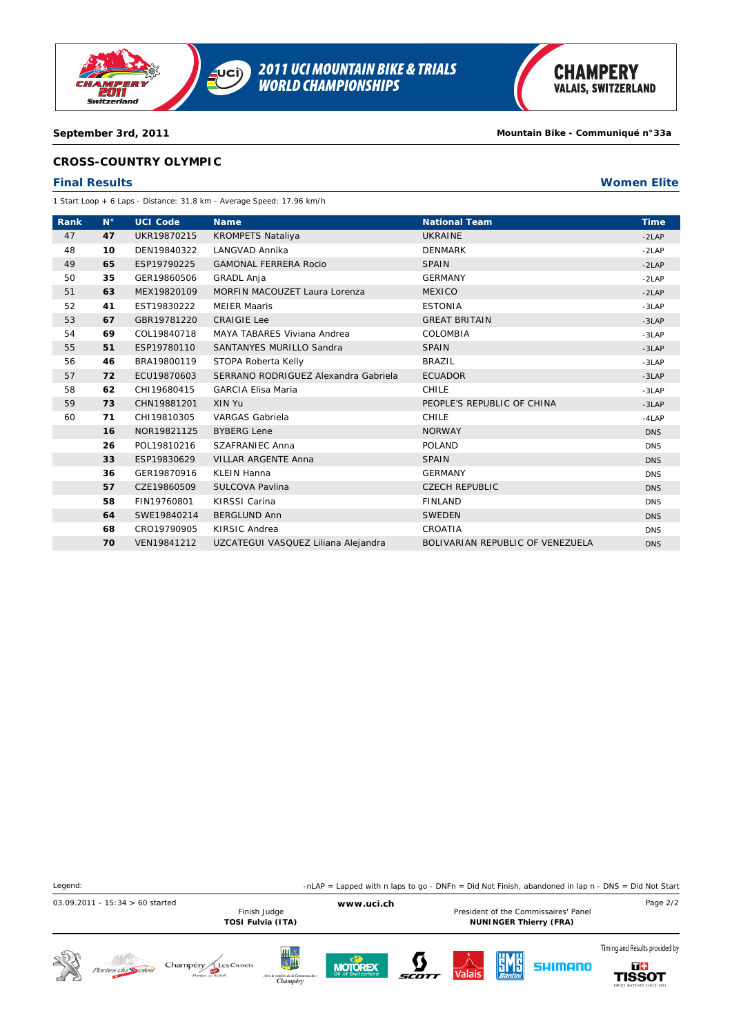September 3rd, 2011

Mountain Bike - Communiqué n°33a

## CROSS-COUNTRY OLYMPIC

### Final Results

**Women Elite**

1 Start Loop + 6 Laps - Distance: 31.8 km - Average Speed: 17.96 km/h

| Rank | N° | UCI Code | Name | National Team | Time |
|---|---|---|---|---|---|
| 47 | 47 | UKR19870215 | KROMPETS Nataliya | UKRAINE | -2LAP |
| 48 | 10 | DEN19840322 | LANGVAD Annika | DENMARK | -2LAP |
| 49 | 65 | ESP19790225 | GAMONAL FERRERA Rocio | SPAIN | -2LAP |
| 50 | 35 | GER19860506 | GRADL Anja | GERMANY | -2LAP |
| 51 | 63 | MEX19820109 | MORFIN MACOUZET Laura Lorenza | MEXICO | -2LAP |
| 52 | 41 | EST19830222 | MEIER Maaris | ESTONIA | -3LAP |
| 53 | 67 | GBR19781220 | CRAIGIE Lee | GREAT BRITAIN | -3LAP |
| 54 | 69 | COL19840718 | MAYA TABARES Viviana Andrea | COLOMBIA | -3LAP |
| 55 | 51 | ESP19780110 | SANTANYES MURILLO Sandra | SPAIN | -3LAP |
| 56 | 46 | BRA19800119 | STOPA Roberta Kelly | BRAZIL | -3LAP |
| 57 | 72 | ECU19870603 | SERRANO RODRIGUEZ Alexandra Gabriela | ECUADOR | -3LAP |
| 58 | 62 | CHI19680415 | GARCIA Elisa Maria | CHILE | -3LAP |
| 59 | 73 | CHN19881201 | XIN Yu | PEOPLE'S REPUBLIC OF CHINA | -3LAP |
| 60 | 71 | CHI19810305 | VARGAS Gabriela | CHILE | -4LAP |
| | 16 | NOR19821125 | BYBERG Lene | NORWAY | DNS |
| | 26 | POL19810216 | SZAFRANIEC Anna | POLAND | DNS |
| | 33 | ESP19830629 | VILLAR ARGENTE Anna | SPAIN | DNS |
| | 36 | GER19870916 | KLEIN Hanna | GERMANY | DNS |
| | 57 | CZE19860509 | SULCOVA Pavlina | CZECH REPUBLIC | DNS |
| | 58 | FIN19760801 | KIRSSI Carina | FINLAND | DNS |
| | 64 | SWE19840214 | BERGLUND Ann | SWEDEN | DNS |
| | 68 | CRO19790905 | KIRSIC Andrea | CROATIA | DNS |
| | 70 | VEN19841212 | UZCATEGUI VASQUEZ Liliana Alejandra | BOLIVARIAN REPUBLIC OF VENEZUELA | DNS |

Legend: -nLAP = Lapped with n laps to go - DNFn = Did Not Finish, abandoned in lap n - DNS = Did Not Start

03.09.2011 - 15:34 > 60 started

Finish Judge
**TOSI Fulvia (ITA)**

www.uci.ch

President of the Commissaires' Panel
**NUNINGER Thierry (FRA)**

Timing and Results provided by TISSOT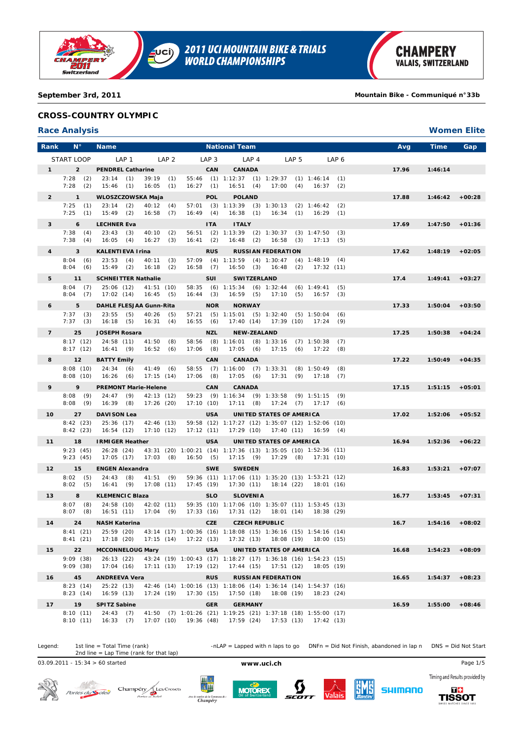**September 3rd, 2011** **Mountain Bike - Communiqué n°33b**

## CROSS-COUNTRY OLYMPIC

### Race Analysis — Women Elite

| Rank | N° | Name | Nat. | National Team | START LOOP | LAP 1 | LAP 2 | LAP 3 | LAP 4 | LAP 5 | LAP 6 | Avg | Time | Gap |
|---|---|---|---|---|---|---|---|---|---|---|---|---|---|---|
| 1 | 2 | PENDREL Catharine | CAN | CANADA | 7:28 (2) | 23:14 (1) | 39:19 (1) | 55:46 (1) | 1:12:37 (1) | 1:29:37 (1) | 1:46:14 (1) | 17.96 | 1:46:14 | |
| | | | | | 7:28 (2) | 15:46 (1) | 16:05 (1) | 16:27 (1) | 16:51 (4) | 17:00 (4) | 16:37 (2) | | | |
| 2 | 1 | WLOSZCZOWSKA Maja | POL | POLAND | 7:25 (1) | 23:14 (2) | 40:12 (4) | 57:01 (3) | 1:13:39 (3) | 1:30:13 (2) | 1:46:42 (2) | 17.88 | 1:46:42 | +00:28 |
| | | | | | 7:25 (1) | 15:49 (2) | 16:58 (7) | 16:49 (4) | 16:38 (1) | 16:34 (1) | 16:29 (1) | | | |
| 3 | 6 | LECHNER Eva | ITA | ITALY | 7:38 (4) | 23:43 (3) | 40:10 (2) | 56:51 (2) | 1:13:39 (2) | 1:30:37 (3) | 1:47:50 (3) | 17.69 | 1:47:50 | +01:36 |
| | | | | | 7:38 (4) | 16:05 (4) | 16:27 (3) | 16:41 (2) | 16:48 (2) | 16:58 (3) | 17:13 (5) | | | |
| 4 | 3 | KALENTIEVA Irina | RUS | RUSSIAN FEDERATION | 8:04 (6) | 23:53 (4) | 40:11 (3) | 57:09 (4) | 1:13:59 (4) | 1:30:47 (4) | 1:48:19 (4) | 17.62 | 1:48:19 | +02:05 |
| | | | | | 8:04 (6) | 15:49 (2) | 16:18 (2) | 16:58 (7) | 16:50 (3) | 16:48 (2) | 17:32 (11) | | | |
| 5 | 11 | SCHNEITTER Nathalie | SUI | SWITZERLAND | 8:04 (7) | 25:06 (12) | 41:51 (10) | 58:35 (6) | 1:15:34 (6) | 1:32:44 (6) | 1:49:41 (5) | 17.4 | 1:49:41 | +03:27 |
| | | | | | 8:04 (7) | 17:02 (14) | 16:45 (5) | 16:44 (3) | 16:59 (5) | 17:10 (5) | 16:57 (3) | | | |
| 6 | 5 | DAHLE FLESJAA Gunn-Rita | NOR | NORWAY | 7:37 (3) | 23:55 (5) | 40:26 (5) | 57:21 (5) | 1:15:01 (5) | 1:32:40 (5) | 1:50:04 (6) | 17.33 | 1:50:04 | +03:50 |
| | | | | | 7:37 (3) | 16:18 (5) | 16:31 (4) | 16:55 (6) | 17:40 (14) | 17:39 (10) | 17:24 (9) | | | |
| 7 | 25 | JOSEPH Rosara | NZL | NEW-ZEALAND | 8:17 (12) | 24:58 (11) | 41:50 (8) | 58:56 (8) | 1:16:01 (8) | 1:33:16 (7) | 1:50:38 (7) | 17.25 | 1:50:38 | +04:24 |
| | | | | | 8:17 (12) | 16:41 (9) | 16:52 (6) | 17:06 (8) | 17:05 (6) | 17:15 (6) | 17:22 (8) | | | |
| 8 | 12 | BATTY Emily | CAN | CANADA | 8:08 (10) | 24:34 (6) | 41:49 (6) | 58:55 (7) | 1:16:00 (7) | 1:33:31 (8) | 1:50:49 (8) | 17.22 | 1:50:49 | +04:35 |
| | | | | | 8:08 (10) | 16:26 (6) | 17:15 (14) | 17:06 (8) | 17:05 (6) | 17:31 (9) | 17:18 (7) | | | |
| 9 | 9 | PREMONT Marie-Helene | CAN | CANADA | 8:08 (9) | 24:47 (9) | 42:13 (12) | 59:23 (9) | 1:16:34 (9) | 1:33:58 (9) | 1:51:15 (9) | 17.15 | 1:51:15 | +05:01 |
| | | | | | 8:08 (9) | 16:39 (8) | 17:26 (20) | 17:10 (10) | 17:11 (8) | 17:24 (7) | 17:17 (6) | | | |
| 10 | 27 | DAVISON Lea | USA | UNITED STATES OF AMERICA | 8:42 (23) | 25:36 (17) | 42:46 (13) | 59:58 (12) | 1:17:27 (12) | 1:35:07 (12) | 1:52:06 (10) | 17.02 | 1:52:06 | +05:52 |
| | | | | | 8:42 (23) | 16:54 (12) | 17:10 (12) | 17:12 (11) | 17:29 (10) | 17:40 (11) | 16:59 (4) | | | |
| 11 | 18 | IRMIGER Heather | USA | UNITED STATES OF AMERICA | 9:23 (45) | 26:28 (24) | 43:31 (20) | 1:00:21 (14) | 1:17:36 (13) | 1:35:05 (10) | 1:52:36 (11) | 16.94 | 1:52:36 | +06:22 |
| | | | | | 9:23 (45) | 17:05 (17) | 17:03 (8) | 16:50 (5) | 17:15 (9) | 17:29 (8) | 17:31 (10) | | | |
| 12 | 15 | ENGEN Alexandra | SWE | SWEDEN | 8:02 (5) | 24:43 (8) | 41:51 (9) | 59:36 (11) | 1:17:06 (11) | 1:35:20 (13) | 1:53:21 (12) | 16.83 | 1:53:21 | +07:07 |
| | | | | | 8:02 (5) | 16:41 (9) | 17:08 (11) | 17:45 (19) | 17:30 (11) | 18:14 (22) | 18:01 (16) | | | |
| 13 | 8 | KLEMENCIC Blaza | SLO | SLOVENIA | 8:07 (8) | 24:58 (10) | 42:02 (11) | 59:35 (10) | 1:17:06 (10) | 1:35:07 (11) | 1:53:45 (13) | 16.77 | 1:53:45 | +07:31 |
| | | | | | 8:07 (8) | 16:51 (11) | 17:04 (9) | 17:33 (16) | 17:31 (12) | 18:01 (14) | 18:38 (29) | | | |
| 14 | 24 | NASH Katerina | CZE | CZECH REPUBLIC | 8:41 (21) | 25:59 (20) | 43:14 (17) | 1:00:36 (16) | 1:18:08 (15) | 1:36:16 (15) | 1:54:16 (14) | 16.7 | 1:54:16 | +08:02 |
| | | | | | 8:41 (21) | 17:18 (20) | 17:15 (14) | 17:22 (13) | 17:32 (13) | 18:08 (19) | 18:00 (15) | | | |
| 15 | 22 | MCCONNELOUG Mary | USA | UNITED STATES OF AMERICA | 9:09 (38) | 26:13 (22) | 43:24 (19) | 1:00:43 (17) | 1:18:27 (17) | 1:36:18 (16) | 1:54:23 (15) | 16.68 | 1:54:23 | +08:09 |
| | | | | | 9:09 (38) | 17:04 (16) | 17:11 (13) | 17:19 (12) | 17:44 (15) | 17:51 (12) | 18:05 (19) | | | |
| 16 | 45 | ANDREEVA Vera | RUS | RUSSIAN FEDERATION | 8:23 (14) | 25:22 (13) | 42:46 (14) | 1:00:16 (13) | 1:18:06 (14) | 1:36:14 (14) | 1:54:37 (16) | 16.65 | 1:54:37 | +08:23 |
| | | | | | 8:23 (14) | 16:59 (13) | 17:24 (19) | 17:30 (15) | 17:50 (18) | 18:08 (19) | 18:23 (24) | | | |
| 17 | 19 | SPITZ Sabine | GER | GERMANY | 8:10 (11) | 24:43 (7) | 41:50 (7) | 1:01:26 (21) | 1:19:25 (21) | 1:37:18 (18) | 1:55:00 (17) | 16.59 | 1:55:00 | +08:46 |
| | | | | | 8:10 (11) | 16:33 (7) | 17:07 (10) | 19:36 (48) | 17:59 (24) | 17:53 (13) | 17:42 (13) | | | |

Legend: 1st line = Total Time (rank); 2nd line = Lap Time (rank for that lap) — -nLAP = Lapped with n laps to go — DNFn = Did Not Finish, abandoned in lap n — DNS = Did Not Start

03.09.2011 - 15:34 > 60 started

www.uci.ch

Timing and Results provided by TISSOT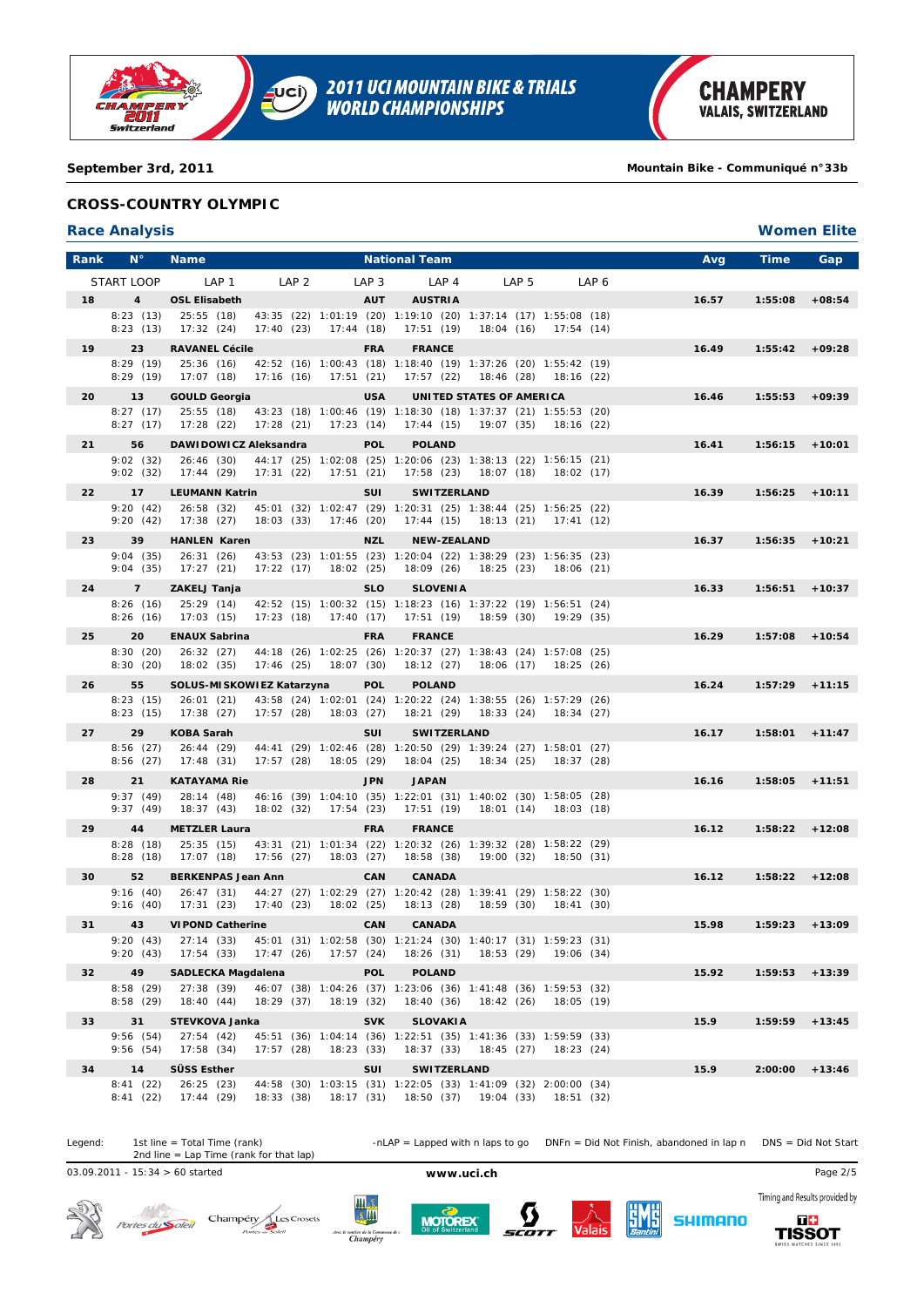**September 3rd, 2011** **Mountain Bike - Communiqué n°33b**

## CROSS-COUNTRY OLYMPIC

### Race Analysis — Women Elite

| Rank | N° | Name | | National Team | | | | Avg | Time | Gap |
|---|---|---|---|---|---|---|---|---|---|---|
| | START LOOP | LAP 1 | LAP 2 | LAP 3 | LAP 4 | LAP 5 | LAP 6 | | | |
| 18 | 4 | OSL Elisabeth | | AUT AUSTRIA | | | | 16.57 | 1:55:08 | +08:54 |
| | 8:23 (13) | 25:55 (18) | 43:35 (22) | 1:01:19 (20) | 1:19:10 (20) | 1:37:14 (17) | 1:55:08 (18) | | | |
| | 8:23 (13) | 17:32 (24) | 17:40 (23) | 17:44 (18) | 17:51 (19) | 18:04 (16) | 17:54 (14) | | | |
| 19 | 23 | RAVANEL Cécile | | FRA FRANCE | | | | 16.49 | 1:55:42 | +09:28 |
| | 8:29 (19) | 25:36 (16) | 42:52 (16) | 1:00:43 (18) | 1:18:40 (19) | 1:37:26 (20) | 1:55:42 (19) | | | |
| | 8:29 (19) | 17:07 (18) | 17:16 (16) | 17:51 (21) | 17:57 (22) | 18:46 (28) | 18:16 (22) | | | |
| 20 | 13 | GOULD Georgia | | USA UNITED STATES OF AMERICA | | | | 16.46 | 1:55:53 | +09:39 |
| | 8:27 (17) | 25:55 (18) | 43:23 (18) | 1:00:46 (19) | 1:18:30 (18) | 1:37:37 (21) | 1:55:53 (20) | | | |
| | 8:27 (17) | 17:28 (22) | 17:28 (21) | 17:23 (14) | 17:44 (15) | 19:07 (35) | 18:16 (22) | | | |
| 21 | 56 | DAWIDOWICZ Aleksandra | | POL POLAND | | | | 16.41 | 1:56:15 | +10:01 |
| | 9:02 (32) | 26:46 (30) | 44:17 (25) | 1:02:08 (25) | 1:20:06 (23) | 1:38:13 (22) | 1:56:15 (21) | | | |
| | 9:02 (32) | 17:44 (29) | 17:31 (22) | 17:51 (21) | 17:58 (23) | 18:07 (18) | 18:02 (17) | | | |
| 22 | 17 | LEUMANN Katrin | | SUI SWITZERLAND | | | | 16.39 | 1:56:25 | +10:11 |
| | 9:20 (42) | 26:58 (32) | 45:01 (32) | 1:02:47 (29) | 1:20:31 (25) | 1:38:44 (25) | 1:56:25 (22) | | | |
| | 9:20 (42) | 17:38 (27) | 18:03 (33) | 17:46 (20) | 17:44 (15) | 18:13 (21) | 17:41 (12) | | | |
| 23 | 39 | HANLEN Karen | | NZL NEW-ZEALAND | | | | 16.37 | 1:56:35 | +10:21 |
| | 9:04 (35) | 26:31 (26) | 43:53 (23) | 1:01:55 (23) | 1:20:04 (22) | 1:38:29 (23) | 1:56:35 (23) | | | |
| | 9:04 (35) | 17:27 (21) | 17:22 (17) | 18:02 (25) | 18:09 (26) | 18:25 (23) | 18:06 (21) | | | |
| 24 | 7 | ZAKELJ Tanja | | SLO SLOVENIA | | | | 16.33 | 1:56:51 | +10:37 |
| | 8:26 (16) | 25:29 (14) | 42:52 (15) | 1:00:32 (15) | 1:18:23 (16) | 1:37:22 (19) | 1:56:51 (24) | | | |
| | 8:26 (16) | 17:03 (15) | 17:23 (18) | 17:40 (17) | 17:51 (19) | 18:59 (30) | 19:29 (35) | | | |
| 25 | 20 | ENAUX Sabrina | | FRA FRANCE | | | | 16.29 | 1:57:08 | +10:54 |
| | 8:30 (20) | 26:32 (27) | 44:18 (26) | 1:02:25 (26) | 1:20:37 (27) | 1:38:43 (24) | 1:57:08 (25) | | | |
| | 8:30 (20) | 18:02 (35) | 17:46 (25) | 18:07 (30) | 18:12 (27) | 18:06 (17) | 18:25 (26) | | | |
| 26 | 55 | SOLUS-MISKOWIEZ Katarzyna | | POL POLAND | | | | 16.24 | 1:57:29 | +11:15 |
| | 8:23 (15) | 26:01 (21) | 43:58 (24) | 1:02:01 (24) | 1:20:22 (24) | 1:38:55 (26) | 1:57:29 (26) | | | |
| | 8:23 (15) | 17:38 (27) | 17:57 (28) | 18:03 (27) | 18:21 (29) | 18:33 (24) | 18:34 (27) | | | |
| 27 | 29 | KOBA Sarah | | SUI SWITZERLAND | | | | 16.17 | 1:58:01 | +11:47 |
| | 8:56 (27) | 26:44 (29) | 44:41 (29) | 1:02:46 (28) | 1:20:50 (29) | 1:39:24 (27) | 1:58:01 (27) | | | |
| | 8:56 (27) | 17:48 (31) | 17:57 (28) | 18:05 (29) | 18:04 (25) | 18:34 (25) | 18:37 (28) | | | |
| 28 | 21 | KATAYAMA Rie | | JPN JAPAN | | | | 16.16 | 1:58:05 | +11:51 |
| | 9:37 (49) | 28:14 (48) | 46:16 (39) | 1:04:10 (35) | 1:22:01 (31) | 1:40:02 (30) | 1:58:05 (28) | | | |
| | 9:37 (49) | 18:37 (43) | 18:02 (32) | 17:54 (23) | 17:51 (19) | 18:01 (14) | 18:03 (18) | | | |
| 29 | 44 | METZLER Laura | | FRA FRANCE | | | | 16.12 | 1:58:22 | +12:08 |
| | 8:28 (18) | 25:35 (15) | 43:31 (21) | 1:01:34 (22) | 1:20:32 (26) | 1:39:32 (28) | 1:58:22 (29) | | | |
| | 8:28 (18) | 17:07 (18) | 17:56 (27) | 18:03 (27) | 18:58 (38) | 19:00 (32) | 18:50 (31) | | | |
| 30 | 52 | BERKENPAS Jean Ann | | CAN CANADA | | | | 16.12 | 1:58:22 | +12:08 |
| | 9:16 (40) | 26:47 (31) | 44:27 (27) | 1:02:29 (27) | 1:20:42 (28) | 1:39:41 (29) | 1:58:22 (30) | | | |
| | 9:16 (40) | 17:31 (23) | 17:40 (23) | 18:02 (25) | 18:13 (28) | 18:59 (30) | 18:41 (30) | | | |
| 31 | 43 | VIPOND Catherine | | CAN CANADA | | | | 15.98 | 1:59:23 | +13:09 |
| | 9:20 (43) | 27:14 (33) | 45:01 (31) | 1:02:58 (30) | 1:21:24 (30) | 1:40:17 (31) | 1:59:23 (31) | | | |
| | 9:20 (43) | 17:54 (33) | 17:47 (26) | 17:57 (24) | 18:26 (31) | 18:53 (29) | 19:06 (34) | | | |
| 32 | 49 | SADLECKA Magdalena | | POL POLAND | | | | 15.92 | 1:59:53 | +13:39 |
| | 8:58 (29) | 27:38 (39) | 46:07 (38) | 1:04:26 (37) | 1:23:06 (36) | 1:41:48 (36) | 1:59:53 (32) | | | |
| | 8:58 (29) | 18:40 (44) | 18:29 (37) | 18:19 (32) | 18:40 (36) | 18:42 (26) | 18:05 (19) | | | |
| 33 | 31 | STEVKOVA Janka | | SVK SLOVAKIA | | | | 15.9 | 1:59:59 | +13:45 |
| | 9:56 (54) | 27:54 (42) | 45:51 (36) | 1:04:14 (36) | 1:22:51 (35) | 1:41:36 (33) | 1:59:59 (33) | | | |
| | 9:56 (54) | 17:58 (34) | 17:57 (28) | 18:23 (33) | 18:37 (33) | 18:45 (27) | 18:23 (24) | | | |
| 34 | 14 | SÜSS Esther | | SUI SWITZERLAND | | | | 15.9 | 2:00:00 | +13:46 |
| | 8:41 (22) | 26:25 (23) | 44:58 (30) | 1:03:15 (31) | 1:22:05 (33) | 1:41:09 (32) | 2:00:00 (34) | | | |
| | 8:41 (22) | 17:44 (29) | 18:33 (38) | 18:17 (31) | 18:50 (37) | 19:04 (33) | 18:51 (32) | | | |

Legend: 1st line = Total Time (rank); 2nd line = Lap Time (rank for that lap) — -nLAP = Lapped with n laps to go — DNFn = Did Not Finish, abandoned in lap n — DNS = Did Not Start

03.09.2011 - 15:34 > 60 started

www.uci.ch

Timing and Results provided by TISSOT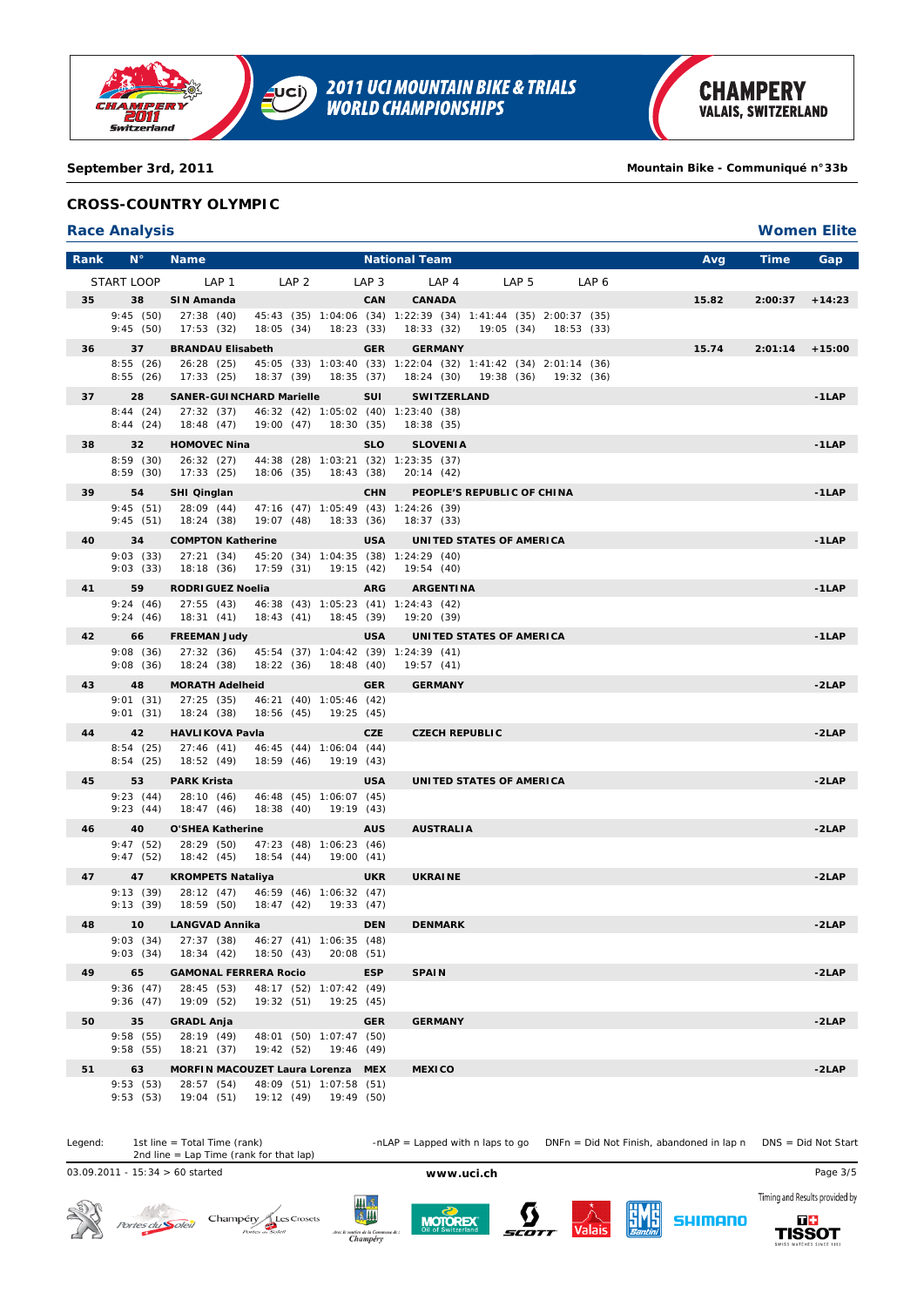September 3rd, 2011

Mountain Bike - Communiqué n°33b

## CROSS-COUNTRY OLYMPIC

### Race Analysis

**Women Elite**

| Rank | N° | Name | | National Team | Avg | Time | Gap |
|---|---|---|---|---|---|---|---|
| START LOOP | LAP 1 | LAP 2 | LAP 3 | LAP 4 | LAP 5 | LAP 6 | |
| **35** | **38** | **SIN Amanda** | **CAN** | **CANADA** | **15.82** | **2:00:37** | **+14:23** |
| 9:45 (50) / 9:45 (50) | 27:38 (40) / 17:53 (32) | 45:43 (35) / 18:05 (34) | 1:04:06 (34) / 18:23 (33) | 1:22:39 (34) / 18:33 (32) | 1:41:44 (35) / 19:05 (34) | 2:00:37 (35) / 18:53 (33) | |
| **36** | **37** | **BRANDAU Elisabeth** | **GER** | **GERMANY** | **15.74** | **2:01:14** | **+15:00** |
| 8:55 (26) / 8:55 (26) | 26:28 (25) / 17:33 (25) | 45:05 (33) / 18:37 (39) | 1:03:40 (33) / 18:35 (37) | 1:22:04 (32) / 18:24 (30) | 1:41:42 (34) / 19:38 (36) | 2:01:14 (36) / 19:32 (36) | |
| **37** | **28** | **SANER-GUINCHARD Marielle** | **SUI** | **SWITZERLAND** | | | **-1LAP** |
| 8:44 (24) / 8:44 (24) | 27:32 (37) / 18:48 (47) | 46:32 (42) / 19:00 (47) | 1:05:02 (40) / 18:30 (35) | 1:23:40 (38) / 18:38 (35) | | | |
| **38** | **32** | **HOMOVEC Nina** | **SLO** | **SLOVENIA** | | | **-1LAP** |
| 8:59 (30) / 8:59 (30) | 26:32 (27) / 17:33 (25) | 44:38 (28) / 18:06 (35) | 1:03:21 (32) / 18:43 (38) | 1:23:35 (37) / 20:14 (42) | | | |
| **39** | **54** | **SHI Qinglan** | **CHN** | **PEOPLE'S REPUBLIC OF CHINA** | | | **-1LAP** |
| 9:45 (51) / 9:45 (51) | 28:09 (44) / 18:24 (38) | 47:16 (47) / 19:07 (48) | 1:05:49 (43) / 18:33 (36) | 1:24:26 (39) / 18:37 (33) | | | |
| **40** | **34** | **COMPTON Katherine** | **USA** | **UNITED STATES OF AMERICA** | | | **-1LAP** |
| 9:03 (33) / 9:03 (33) | 27:21 (34) / 18:18 (36) | 45:20 (34) / 17:59 (31) | 1:04:35 (38) / 19:15 (42) | 1:24:29 (40) / 19:54 (40) | | | |
| **41** | **59** | **RODRIGUEZ Noelia** | **ARG** | **ARGENTINA** | | | **-1LAP** |
| 9:24 (46) / 9:24 (46) | 27:55 (43) / 18:31 (41) | 46:38 (43) / 18:43 (41) | 1:05:23 (41) / 18:45 (39) | 1:24:43 (42) / 19:20 (39) | | | |
| **42** | **66** | **FREEMAN Judy** | **USA** | **UNITED STATES OF AMERICA** | | | **-1LAP** |
| 9:08 (36) / 9:08 (36) | 27:32 (36) / 18:24 (38) | 45:54 (37) / 18:22 (36) | 1:04:42 (39) / 18:48 (40) | 1:24:39 (41) / 19:57 (41) | | | |
| **43** | **48** | **MORATH Adelheid** | **GER** | **GERMANY** | | | **-2LAP** |
| 9:01 (31) / 9:01 (31) | 27:25 (35) / 18:24 (38) | 46:21 (40) / 18:56 (45) | 1:05:46 (42) / 19:25 (45) | | | | |
| **44** | **42** | **HAVLIKOVA Pavla** | **CZE** | **CZECH REPUBLIC** | | | **-2LAP** |
| 8:54 (25) / 8:54 (25) | 27:46 (41) / 18:52 (49) | 46:45 (44) / 18:59 (46) | 1:06:04 (44) / 19:19 (43) | | | | |
| **45** | **53** | **PARK Krista** | **USA** | **UNITED STATES OF AMERICA** | | | **-2LAP** |
| 9:23 (44) / 9:23 (44) | 28:10 (46) / 18:47 (46) | 46:48 (45) / 18:38 (40) | 1:06:07 (45) / 19:19 (43) | | | | |
| **46** | **40** | **O'SHEA Katherine** | **AUS** | **AUSTRALIA** | | | **-2LAP** |
| 9:47 (52) / 9:47 (52) | 28:29 (50) / 18:42 (45) | 47:23 (48) / 18:54 (44) | 1:06:23 (46) / 19:00 (41) | | | | |
| **47** | **47** | **KROMPETS Nataliya** | **UKR** | **UKRAINE** | | | **-2LAP** |
| 9:13 (39) / 9:13 (39) | 28:12 (47) / 18:59 (50) | 46:59 (46) / 18:47 (42) | 1:06:32 (47) / 19:33 (47) | | | | |
| **48** | **10** | **LANGVAD Annika** | **DEN** | **DENMARK** | | | **-2LAP** |
| 9:03 (34) / 9:03 (34) | 27:37 (38) / 18:34 (42) | 46:27 (41) / 18:50 (43) | 1:06:35 (48) / 20:08 (51) | | | | |
| **49** | **65** | **GAMONAL FERRERA Rocio** | **ESP** | **SPAIN** | | | **-2LAP** |
| 9:36 (47) / 9:36 (47) | 28:45 (53) / 19:09 (52) | 48:17 (52) / 19:32 (51) | 1:07:42 (49) / 19:25 (45) | | | | |
| **50** | **35** | **GRADL Anja** | **GER** | **GERMANY** | | | **-2LAP** |
| 9:58 (55) / 9:58 (55) | 28:19 (49) / 18:21 (37) | 48:01 (50) / 19:42 (52) | 1:07:47 (50) / 19:46 (49) | | | | |
| **51** | **63** | **MORFIN MACOUZET Laura Lorenza** | **MEX** | **MEXICO** | | | **-2LAP** |
| 9:53 (53) / 9:53 (53) | 28:57 (54) / 19:04 (51) | 48:09 (51) / 19:12 (49) | 1:07:58 (51) / 19:49 (50) | | | | |

Legend: 1st line = Total Time (rank)
2nd line = Lap Time (rank for that lap)

-nLAP = Lapped with n laps to go   DNFn = Did Not Finish, abandoned in lap n   DNS = Did Not Start

03.09.2011 - 15:34 > 60 started

www.uci.ch

Timing and Results provided by TISSOT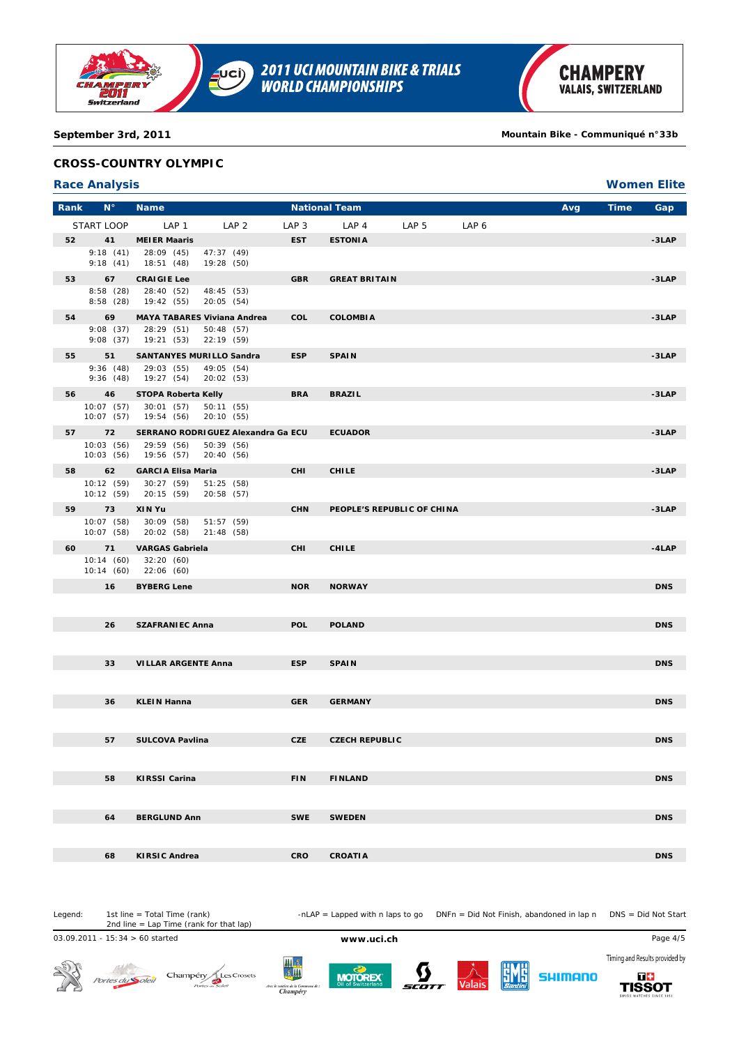September 3rd, 2011

Mountain Bike - Communiqué n°33b

## CROSS-COUNTRY OLYMPIC

### Race Analysis

**Women Elite**

| Rank | N° | Name | | National Team | | | | Avg | Time | Gap |
|---|---|---|---|---|---|---|---|---|---|---|
| START LOOP | | LAP 1 | LAP 2 | LAP 3 | LAP 4 | LAP 5 | LAP 6 | | | |
| **52** | **41** | **MEIER Maaris** | | **EST** | **ESTONIA** | | | | | **-3LAP** |
| 9:18 (41) | | 28:09 (45) | 47:37 (49) | | | | | | | |
| 9:18 (41) | | 18:51 (48) | 19:28 (50) | | | | | | | |
| **53** | **67** | **CRAIGIE Lee** | | **GBR** | **GREAT BRITAIN** | | | | | **-3LAP** |
| 8:58 (28) | | 28:40 (52) | 48:45 (53) | | | | | | | |
| 8:58 (28) | | 19:42 (55) | 20:05 (54) | | | | | | | |
| **54** | **69** | **MAYA TABARES Viviana Andrea** | | **COL** | **COLOMBIA** | | | | | **-3LAP** |
| 9:08 (37) | | 28:29 (51) | 50:48 (57) | | | | | | | |
| 9:08 (37) | | 19:21 (53) | 22:19 (59) | | | | | | | |
| **55** | **51** | **SANTANYES MURILLO Sandra** | | **ESP** | **SPAIN** | | | | | **-3LAP** |
| 9:36 (48) | | 29:03 (55) | 49:05 (54) | | | | | | | |
| 9:36 (48) | | 19:27 (54) | 20:02 (53) | | | | | | | |
| **56** | **46** | **STOPA Roberta Kelly** | | **BRA** | **BRAZIL** | | | | | **-3LAP** |
| 10:07 (57) | | 30:01 (57) | 50:11 (55) | | | | | | | |
| 10:07 (57) | | 19:54 (56) | 20:10 (55) | | | | | | | |
| **57** | **72** | **SERRANO RODRIGUEZ Alexandra Ga** | | **ECU** | **ECUADOR** | | | | | **-3LAP** |
| 10:03 (56) | | 29:59 (56) | 50:39 (56) | | | | | | | |
| 10:03 (56) | | 19:56 (57) | 20:40 (56) | | | | | | | |
| **58** | **62** | **GARCIA Elisa Maria** | | **CHI** | **CHILE** | | | | | **-3LAP** |
| 10:12 (59) | | 30:27 (59) | 51:25 (58) | | | | | | | |
| 10:12 (59) | | 20:15 (59) | 20:58 (57) | | | | | | | |
| **59** | **73** | **XIN Yu** | | **CHN** | **PEOPLE'S REPUBLIC OF CHINA** | | | | | **-3LAP** |
| 10:07 (58) | | 30:09 (58) | 51:57 (59) | | | | | | | |
| 10:07 (58) | | 20:02 (58) | 21:48 (58) | | | | | | | |
| **60** | **71** | **VARGAS Gabriela** | | **CHI** | **CHILE** | | | | | **-4LAP** |
| 10:14 (60) | | 32:20 (60) | | | | | | | | |
| 10:14 (60) | | 22:06 (60) | | | | | | | | |
| | **16** | **BYBERG Lene** | | **NOR** | **NORWAY** | | | | | **DNS** |
| | **26** | **SZAFRANIEC Anna** | | **POL** | **POLAND** | | | | | **DNS** |
| | **33** | **VILLAR ARGENTE Anna** | | **ESP** | **SPAIN** | | | | | **DNS** |
| | **36** | **KLEIN Hanna** | | **GER** | **GERMANY** | | | | | **DNS** |
| | **57** | **SULCOVA Pavlina** | | **CZE** | **CZECH REPUBLIC** | | | | | **DNS** |
| | **58** | **KIRSSI Carina** | | **FIN** | **FINLAND** | | | | | **DNS** |
| | **64** | **BERGLUND Ann** | | **SWE** | **SWEDEN** | | | | | **DNS** |
| | **68** | **KIRSIC Andrea** | | **CRO** | **CROATIA** | | | | | **DNS** |

Legend: 1st line = Total Time (rank); 2nd line = Lap Time (rank for that lap) -nLAP = Lapped with n laps to go DNFn = Did Not Finish, abandoned in lap n DNS = Did Not Start

03.09.2011 - 15:34 > 60 started

www.uci.ch

Timing and Results provided by TISSOT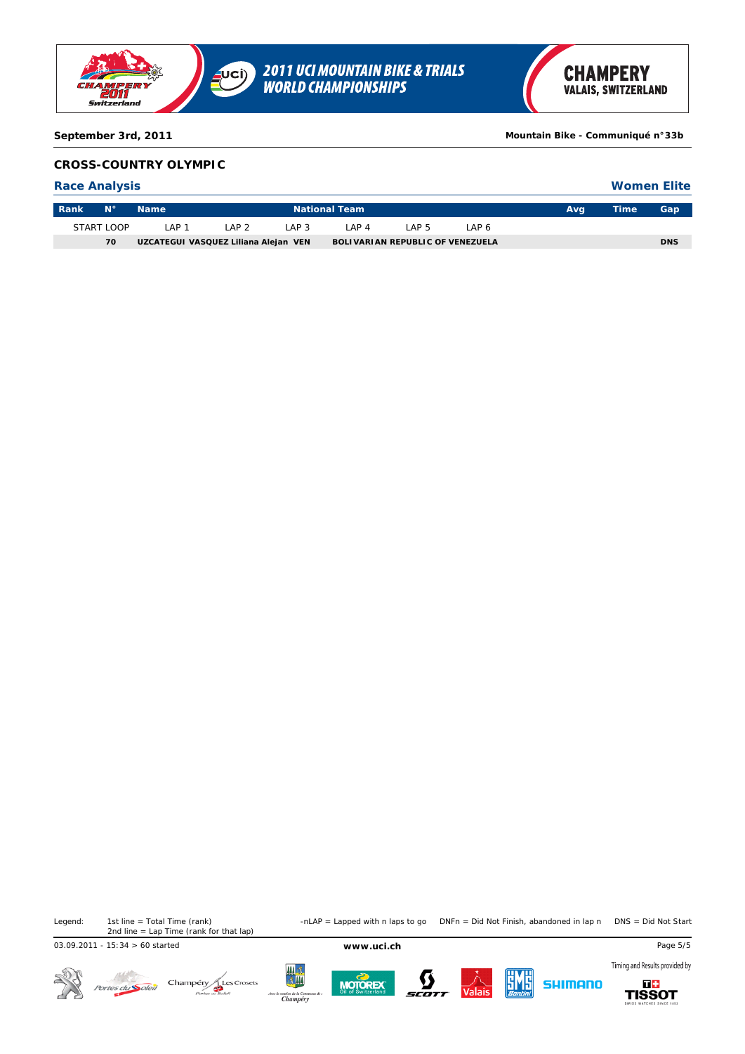September 3rd, 2011 — Mountain Bike - Communiqué n°33b

## CROSS-COUNTRY OLYMPIC

### Race Analysis — Women Elite

| Rank | N° | Name | National Team | | | | | Avg | Time | Gap |
|---|---|---|---|---|---|---|---|---|---|---|
| START LOOP | | LAP 1 | LAP 2 | LAP 3 | LAP 4 | LAP 5 | LAP 6 | | | |
| | **70** | **UZCATEGUI VASQUEZ Liliana Alejan** | **VEN** | **BOLIVARIAN REPUBLIC OF VENEZUELA** | | | | | | **DNS** |

Legend: 1st line = Total Time (rank); 2nd line = Lap Time (rank for that lap); -nLAP = Lapped with n laps to go; DNFn = Did Not Finish, abandoned in lap n; DNS = Did Not Start

03.09.2011 - 15:34 > 60 started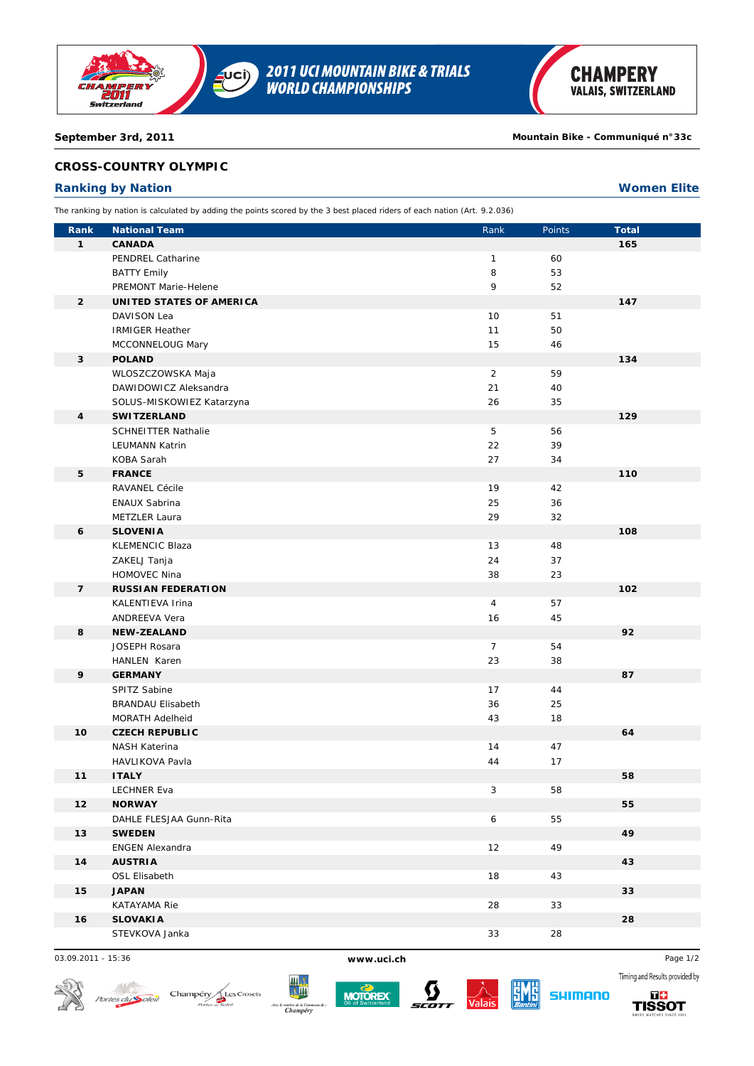**September 3rd, 2011** **Mountain Bike - Communiqué n°33c**

## CROSS-COUNTRY OLYMPIC

### Ranking by Nation — Women Elite

The ranking by nation is calculated by adding the points scored by the 3 best placed riders of each nation (Art. 9.2.036)

| Rank | National Team | Rank | Points | Total |
|---|---|---|---|---|
| **1** | **CANADA** | | | **165** |
| | PENDREL Catharine | 1 | 60 | |
| | BATTY Emily | 8 | 53 | |
| | PREMONT Marie-Helene | 9 | 52 | |
| **2** | **UNITED STATES OF AMERICA** | | | **147** |
| | DAVISON Lea | 10 | 51 | |
| | IRMIGER Heather | 11 | 50 | |
| | MCCONNELOUG Mary | 15 | 46 | |
| **3** | **POLAND** | | | **134** |
| | WLOSZCZOWSKA Maja | 2 | 59 | |
| | DAWIDOWICZ Aleksandra | 21 | 40 | |
| | SOLUS-MISKOWIEZ Katarzyna | 26 | 35 | |
| **4** | **SWITZERLAND** | | | **129** |
| | SCHNEITTER Nathalie | 5 | 56 | |
| | LEUMANN Katrin | 22 | 39 | |
| | KOBA Sarah | 27 | 34 | |
| **5** | **FRANCE** | | | **110** |
| | RAVANEL Cécile | 19 | 42 | |
| | ENAUX Sabrina | 25 | 36 | |
| | METZLER Laura | 29 | 32 | |
| **6** | **SLOVENIA** | | | **108** |
| | KLEMENCIC Blaza | 13 | 48 | |
| | ZAKELJ Tanja | 24 | 37 | |
| | HOMOVEC Nina | 38 | 23 | |
| **7** | **RUSSIAN FEDERATION** | | | **102** |
| | KALENTIEVA Irina | 4 | 57 | |
| | ANDREEVA Vera | 16 | 45 | |
| **8** | **NEW-ZEALAND** | | | **92** |
| | JOSEPH Rosara | 7 | 54 | |
| | HANLEN Karen | 23 | 38 | |
| **9** | **GERMANY** | | | **87** |
| | SPITZ Sabine | 17 | 44 | |
| | BRANDAU Elisabeth | 36 | 25 | |
| | MORATH Adelheid | 43 | 18 | |
| **10** | **CZECH REPUBLIC** | | | **64** |
| | NASH Katerina | 14 | 47 | |
| | HAVLIKOVA Pavla | 44 | 17 | |
| **11** | **ITALY** | | | **58** |
| | LECHNER Eva | 3 | 58 | |
| **12** | **NORWAY** | | | **55** |
| | DAHLE FLESJAA Gunn-Rita | 6 | 55 | |
| **13** | **SWEDEN** | | | **49** |
| | ENGEN Alexandra | 12 | 49 | |
| **14** | **AUSTRIA** | | | **43** |
| | OSL Elisabeth | 18 | 43 | |
| **15** | **JAPAN** | | | **33** |
| | KATAYAMA Rie | 28 | 33 | |
| **16** | **SLOVAKIA** | | | **28** |
| | STEVKOVA Janka | 33 | 28 | |

03.09.2011 - 15:36 www.uci.ch

Timing and Results provided by TISSOT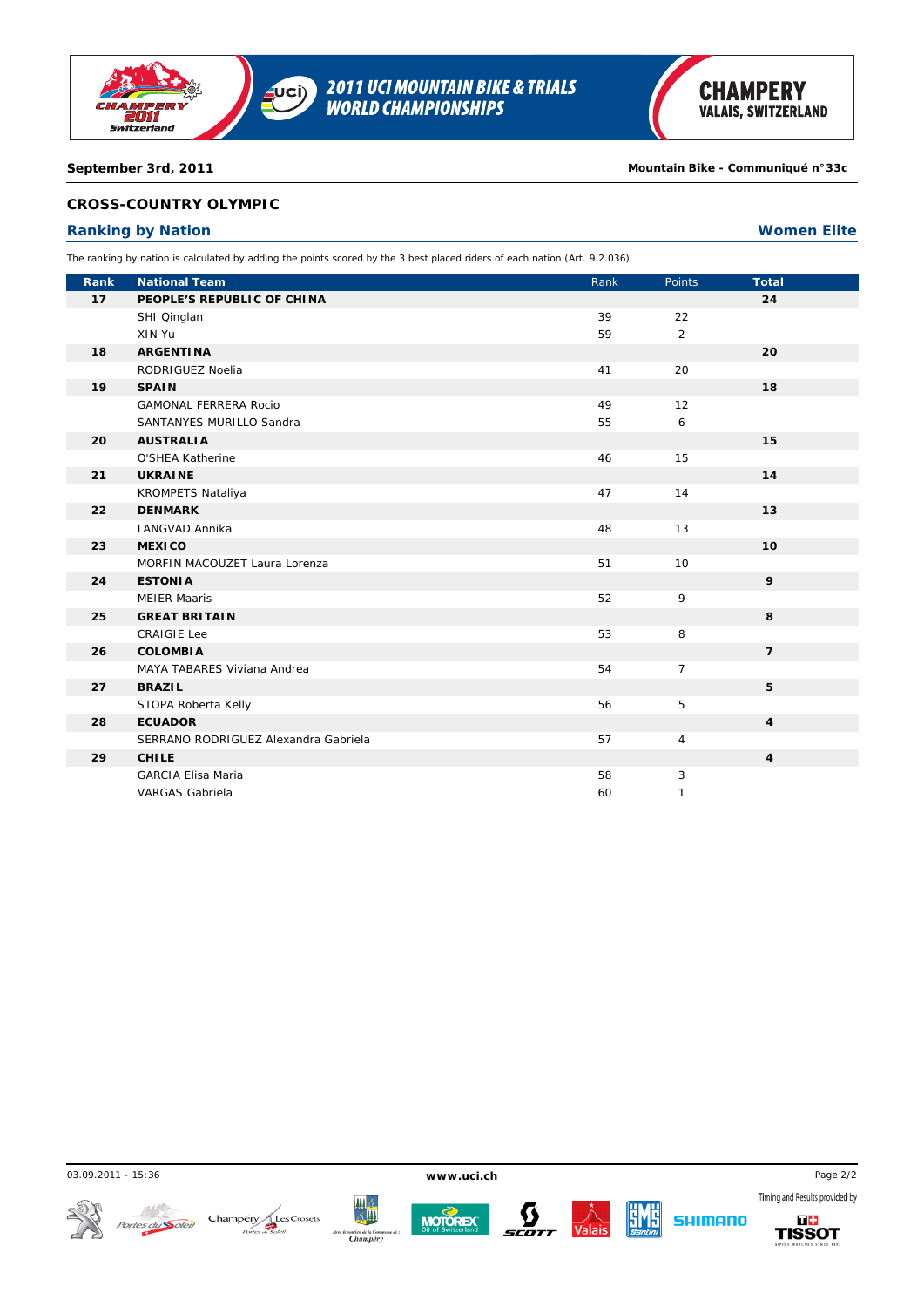**September 3rd, 2011** **Mountain Bike - Communiqué n°33c**

## CROSS-COUNTRY OLYMPIC

### Ranking by Nation — Women Elite

The ranking by nation is calculated by adding the points scored by the 3 best placed riders of each nation (Art. 9.2.036)

| Rank | National Team | Rank | Points | Total |
|---|---|---|---|---|
| 17 | **PEOPLE'S REPUBLIC OF CHINA** | | | **24** |
| | SHI Qinglan | 39 | 22 | |
| | XIN Yu | 59 | 2 | |
| 18 | **ARGENTINA** | | | **20** |
| | RODRIGUEZ Noelia | 41 | 20 | |
| 19 | **SPAIN** | | | **18** |
| | GAMONAL FERRERA Rocio | 49 | 12 | |
| | SANTANYES MURILLO Sandra | 55 | 6 | |
| 20 | **AUSTRALIA** | | | **15** |
| | O'SHEA Katherine | 46 | 15 | |
| 21 | **UKRAINE** | | | **14** |
| | KROMPETS Nataliya | 47 | 14 | |
| 22 | **DENMARK** | | | **13** |
| | LANGVAD Annika | 48 | 13 | |
| 23 | **MEXICO** | | | **10** |
| | MORFIN MACOUZET Laura Lorenza | 51 | 10 | |
| 24 | **ESTONIA** | | | **9** |
| | MEIER Maaris | 52 | 9 | |
| 25 | **GREAT BRITAIN** | | | **8** |
| | CRAIGIE Lee | 53 | 8 | |
| 26 | **COLOMBIA** | | | **7** |
| | MAYA TABARES Viviana Andrea | 54 | 7 | |
| 27 | **BRAZIL** | | | **5** |
| | STOPA Roberta Kelly | 56 | 5 | |
| 28 | **ECUADOR** | | | **4** |
| | SERRANO RODRIGUEZ Alexandra Gabriela | 57 | 4 | |
| 29 | **CHILE** | | | **4** |
| | GARCIA Elisa Maria | 58 | 3 | |
| | VARGAS Gabriela | 60 | 1 | |

03.09.2011 - 15:36

Timing and Results provided by TISSOT